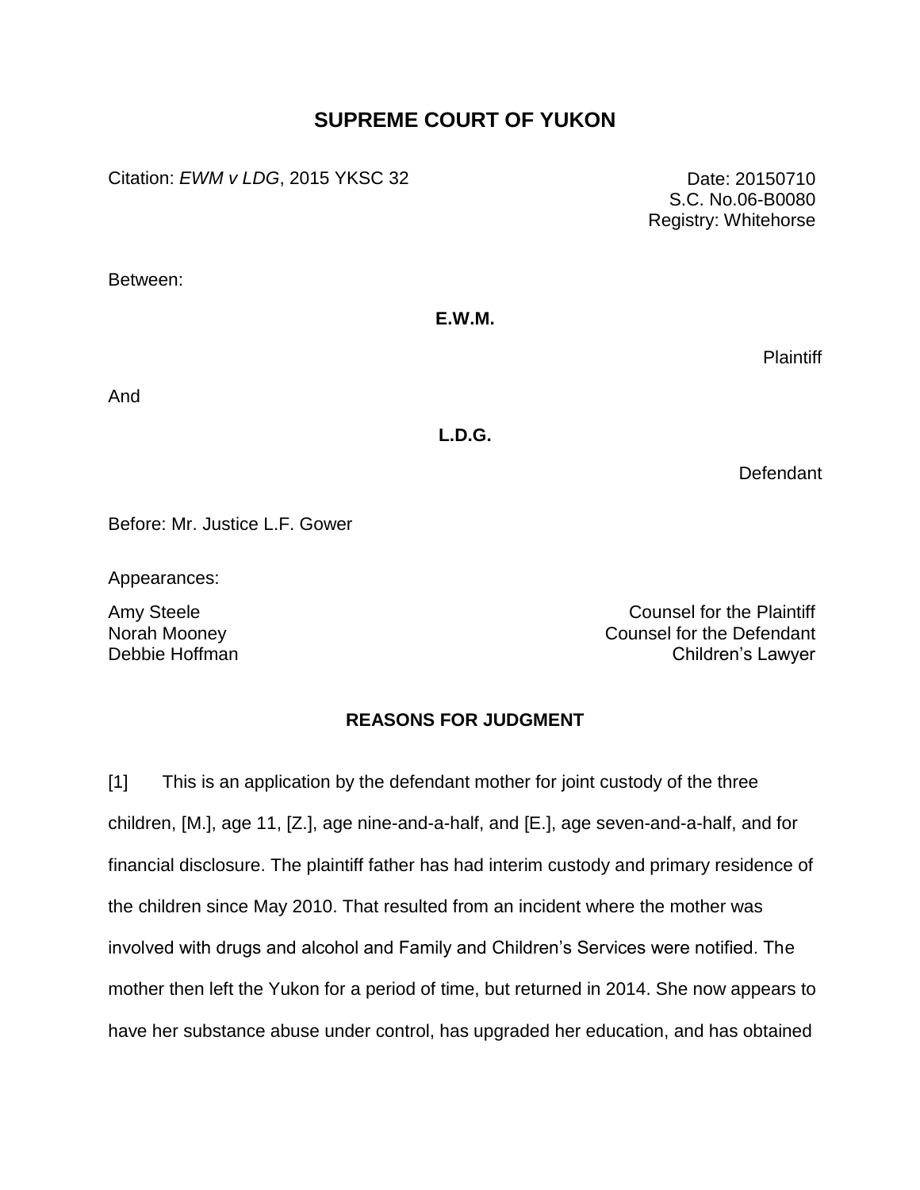# SUPREME COURT OF YUKON

Citation: *EWM v LDG*, 2015 YKSC 32

Date: 20150710
S.C. No.06-B0080
Registry: Whitehorse

Between:

**E.W.M.**

Plaintiff

And

**L.D.G.**

Defendant

Before: Mr. Justice L.F. Gower

Appearances:

Amy Steele — Counsel for the Plaintiff
Norah Mooney — Counsel for the Defendant
Debbie Hoffman — Children's Lawyer

## REASONS FOR JUDGMENT

[1] This is an application by the defendant mother for joint custody of the three children, [M.], age 11, [Z.], age nine-and-a-half, and [E.], age seven-and-a-half, and for financial disclosure. The plaintiff father has had interim custody and primary residence of the children since May 2010. That resulted from an incident where the mother was involved with drugs and alcohol and Family and Children's Services were notified. The mother then left the Yukon for a period of time, but returned in 2014. She now appears to have her substance abuse under control, has upgraded her education, and has obtained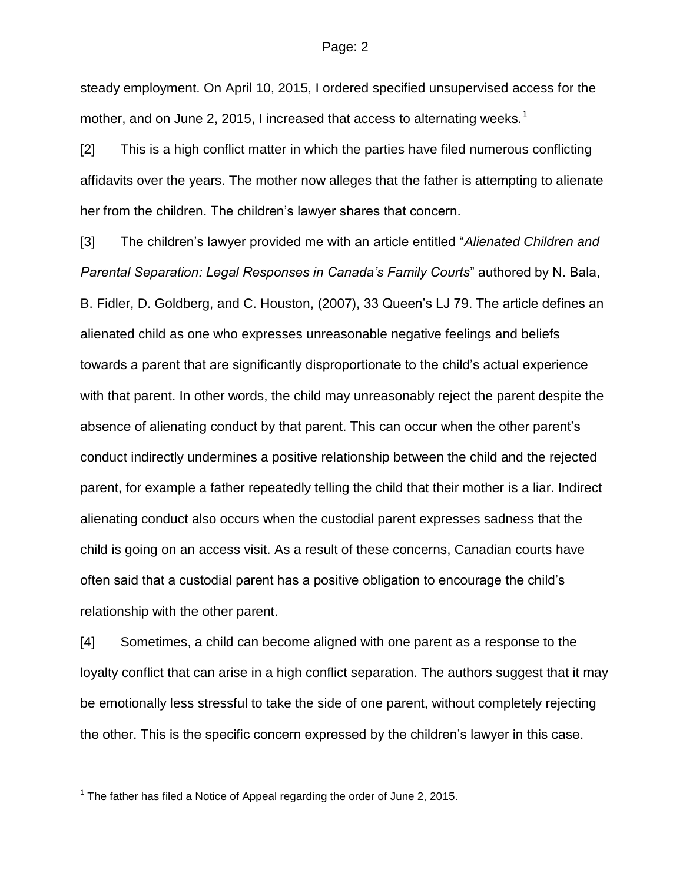steady employment. On April 10, 2015, I ordered specified unsupervised access for the mother, and on June 2, 2015, I increased that access to alternating weeks.[1]

[2] This is a high conflict matter in which the parties have filed numerous conflicting affidavits over the years. The mother now alleges that the father is attempting to alienate her from the children. The children's lawyer shares that concern.

[3] The children's lawyer provided me with an article entitled "*Alienated Children and Parental Separation: Legal Responses in Canada's Family Courts*" authored by N. Bala, B. Fidler, D. Goldberg, and C. Houston, (2007), 33 Queen's LJ 79. The article defines an alienated child as one who expresses unreasonable negative feelings and beliefs towards a parent that are significantly disproportionate to the child's actual experience with that parent. In other words, the child may unreasonably reject the parent despite the absence of alienating conduct by that parent. This can occur when the other parent's conduct indirectly undermines a positive relationship between the child and the rejected parent, for example a father repeatedly telling the child that their mother is a liar. Indirect alienating conduct also occurs when the custodial parent expresses sadness that the child is going on an access visit. As a result of these concerns, Canadian courts have often said that a custodial parent has a positive obligation to encourage the child's relationship with the other parent.

[4] Sometimes, a child can become aligned with one parent as a response to the loyalty conflict that can arise in a high conflict separation. The authors suggest that it may be emotionally less stressful to take the side of one parent, without completely rejecting the other. This is the specific concern expressed by the children's lawyer in this case.

---

[1] The father has filed a Notice of Appeal regarding the order of June 2, 2015.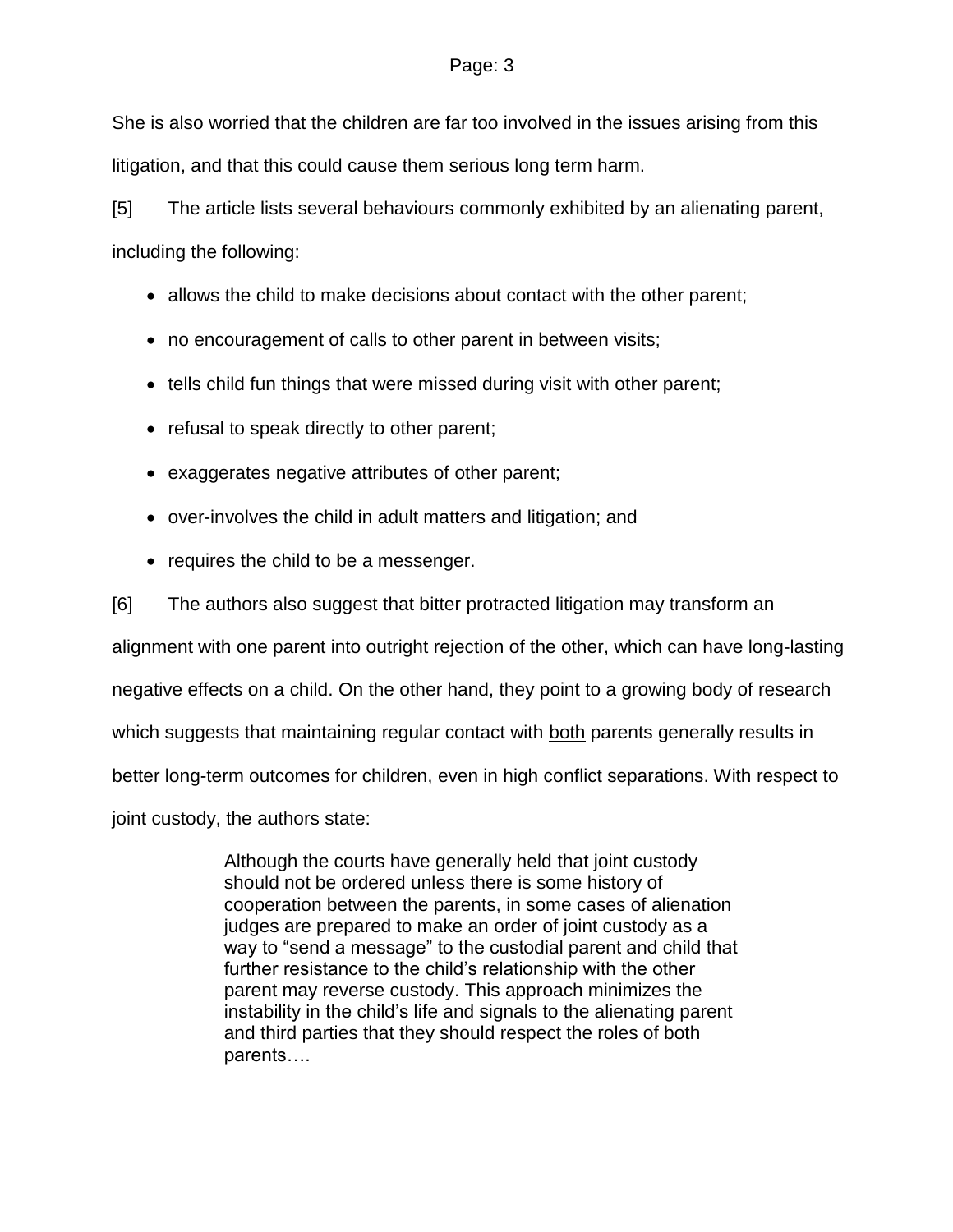She is also worried that the children are far too involved in the issues arising from this litigation, and that this could cause them serious long term harm.

[5] The article lists several behaviours commonly exhibited by an alienating parent, including the following:

- allows the child to make decisions about contact with the other parent;
- no encouragement of calls to other parent in between visits;
- tells child fun things that were missed during visit with other parent;
- refusal to speak directly to other parent;
- exaggerates negative attributes of other parent;
- over-involves the child in adult matters and litigation; and
- requires the child to be a messenger.

[6] The authors also suggest that bitter protracted litigation may transform an alignment with one parent into outright rejection of the other, which can have long-lasting negative effects on a child. On the other hand, they point to a growing body of research which suggests that maintaining regular contact with <u>both</u> parents generally results in better long-term outcomes for children, even in high conflict separations. With respect to joint custody, the authors state:

> Although the courts have generally held that joint custody should not be ordered unless there is some history of cooperation between the parents, in some cases of alienation judges are prepared to make an order of joint custody as a way to "send a message" to the custodial parent and child that further resistance to the child's relationship with the other parent may reverse custody. This approach minimizes the instability in the child's life and signals to the alienating parent and third parties that they should respect the roles of both parents….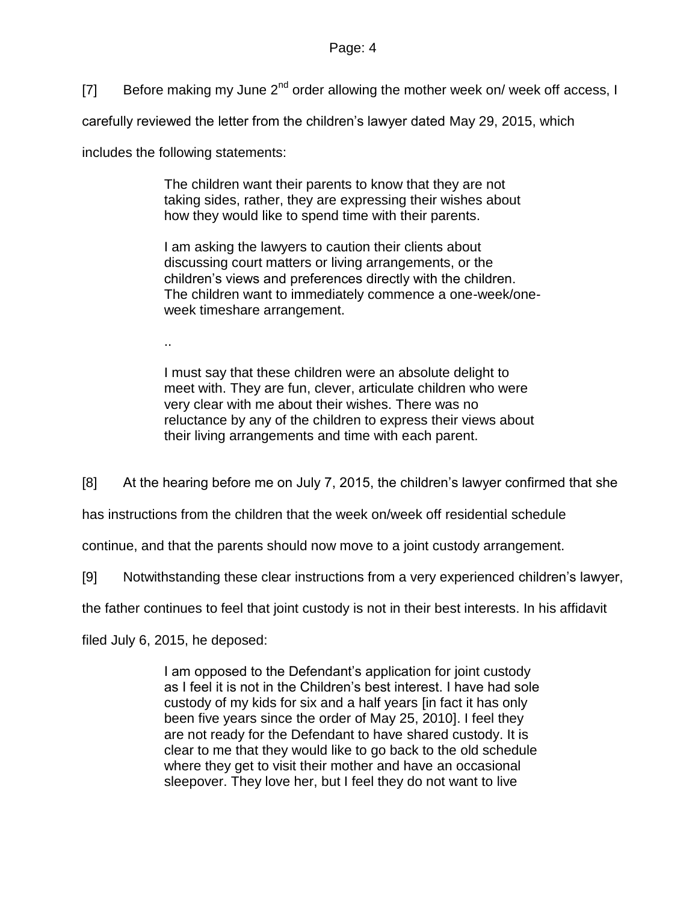[7] Before making my June 2nd order allowing the mother week on/ week off access, I carefully reviewed the letter from the children's lawyer dated May 29, 2015, which includes the following statements:

> The children want their parents to know that they are not taking sides, rather, they are expressing their wishes about how they would like to spend time with their parents.
>
> I am asking the lawyers to caution their clients about discussing court matters or living arrangements, or the children's views and preferences directly with the children. The children want to immediately commence a one-week/one-week timeshare arrangement.
>
> ..
>
> I must say that these children were an absolute delight to meet with. They are fun, clever, articulate children who were very clear with me about their wishes. There was no reluctance by any of the children to express their views about their living arrangements and time with each parent.

[8] At the hearing before me on July 7, 2015, the children's lawyer confirmed that she has instructions from the children that the week on/week off residential schedule continue, and that the parents should now move to a joint custody arrangement.

[9] Notwithstanding these clear instructions from a very experienced children's lawyer, the father continues to feel that joint custody is not in their best interests. In his affidavit filed July 6, 2015, he deposed:

> I am opposed to the Defendant's application for joint custody as I feel it is not in the Children's best interest. I have had sole custody of my kids for six and a half years [in fact it has only been five years since the order of May 25, 2010]. I feel they are not ready for the Defendant to have shared custody. It is clear to me that they would like to go back to the old schedule where they get to visit their mother and have an occasional sleepover. They love her, but I feel they do not want to live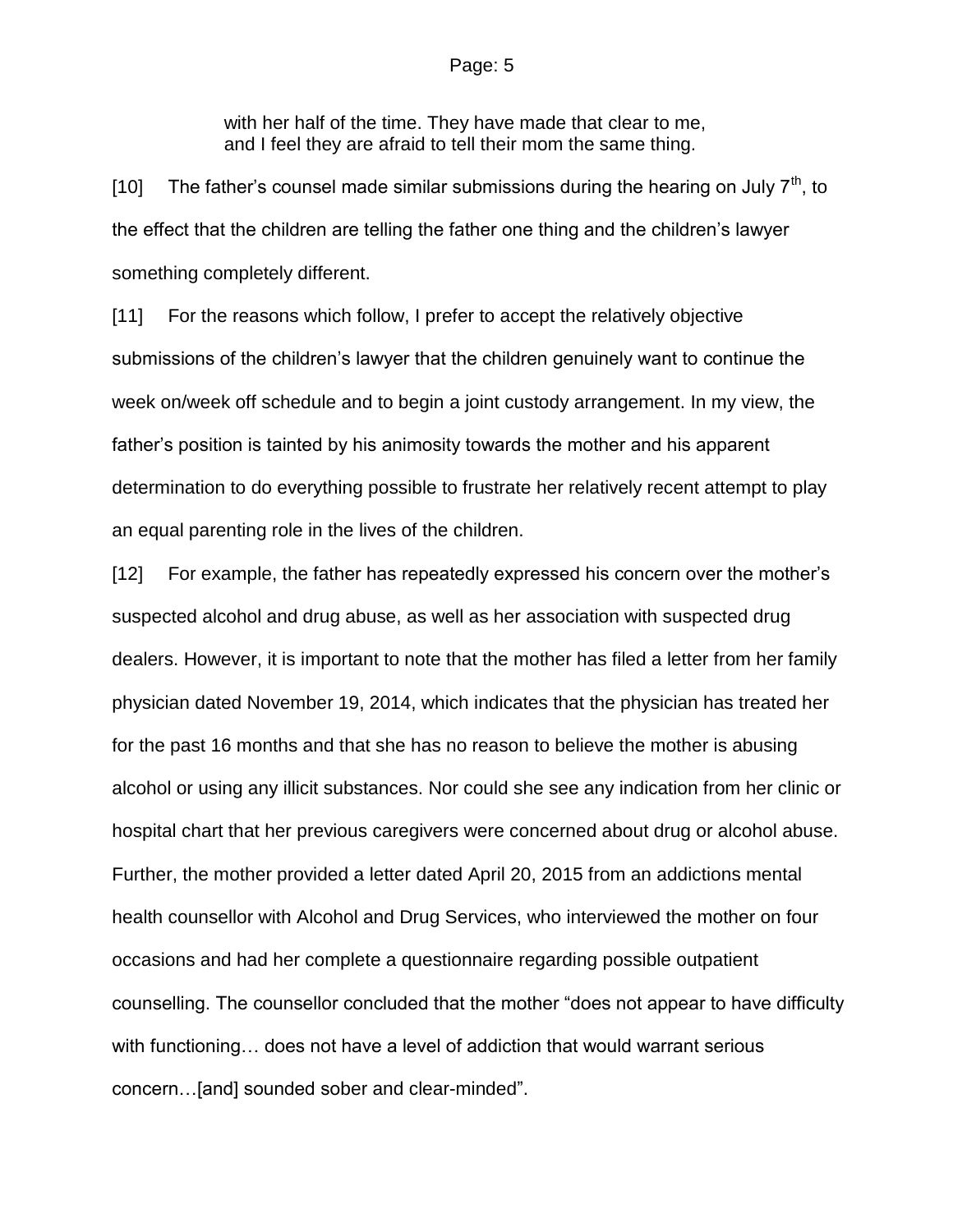> with her half of the time. They have made that clear to me, and I feel they are afraid to tell their mom the same thing.

[10] The father's counsel made similar submissions during the hearing on July 7th, to the effect that the children are telling the father one thing and the children's lawyer something completely different.

[11] For the reasons which follow, I prefer to accept the relatively objective submissions of the children's lawyer that the children genuinely want to continue the week on/week off schedule and to begin a joint custody arrangement. In my view, the father's position is tainted by his animosity towards the mother and his apparent determination to do everything possible to frustrate her relatively recent attempt to play an equal parenting role in the lives of the children.

[12] For example, the father has repeatedly expressed his concern over the mother's suspected alcohol and drug abuse, as well as her association with suspected drug dealers. However, it is important to note that the mother has filed a letter from her family physician dated November 19, 2014, which indicates that the physician has treated her for the past 16 months and that she has no reason to believe the mother is abusing alcohol or using any illicit substances. Nor could she see any indication from her clinic or hospital chart that her previous caregivers were concerned about drug or alcohol abuse. Further, the mother provided a letter dated April 20, 2015 from an addictions mental health counsellor with Alcohol and Drug Services, who interviewed the mother on four occasions and had her complete a questionnaire regarding possible outpatient counselling. The counsellor concluded that the mother "does not appear to have difficulty with functioning… does not have a level of addiction that would warrant serious concern…[and] sounded sober and clear-minded".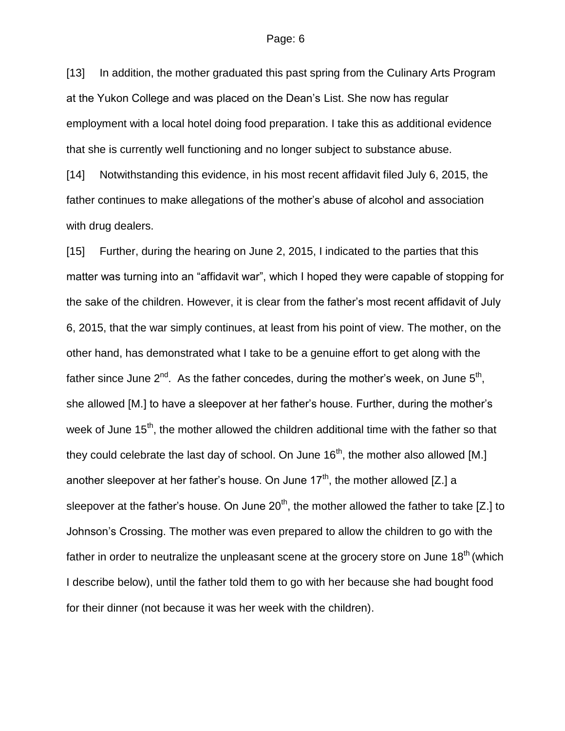[13] In addition, the mother graduated this past spring from the Culinary Arts Program at the Yukon College and was placed on the Dean's List. She now has regular employment with a local hotel doing food preparation. I take this as additional evidence that she is currently well functioning and no longer subject to substance abuse.

[14] Notwithstanding this evidence, in his most recent affidavit filed July 6, 2015, the father continues to make allegations of the mother's abuse of alcohol and association with drug dealers.

[15] Further, during the hearing on June 2, 2015, I indicated to the parties that this matter was turning into an "affidavit war", which I hoped they were capable of stopping for the sake of the children. However, it is clear from the father's most recent affidavit of July 6, 2015, that the war simply continues, at least from his point of view. The mother, on the other hand, has demonstrated what I take to be a genuine effort to get along with the father since June 2nd. As the father concedes, during the mother's week, on June 5th, she allowed [M.] to have a sleepover at her father's house. Further, during the mother's week of June 15th, the mother allowed the children additional time with the father so that they could celebrate the last day of school. On June 16th, the mother also allowed [M.] another sleepover at her father's house. On June 17th, the mother allowed [Z.] a sleepover at the father's house. On June 20th, the mother allowed the father to take [Z.] to Johnson's Crossing. The mother was even prepared to allow the children to go with the father in order to neutralize the unpleasant scene at the grocery store on June 18th (which I describe below), until the father told them to go with her because she had bought food for their dinner (not because it was her week with the children).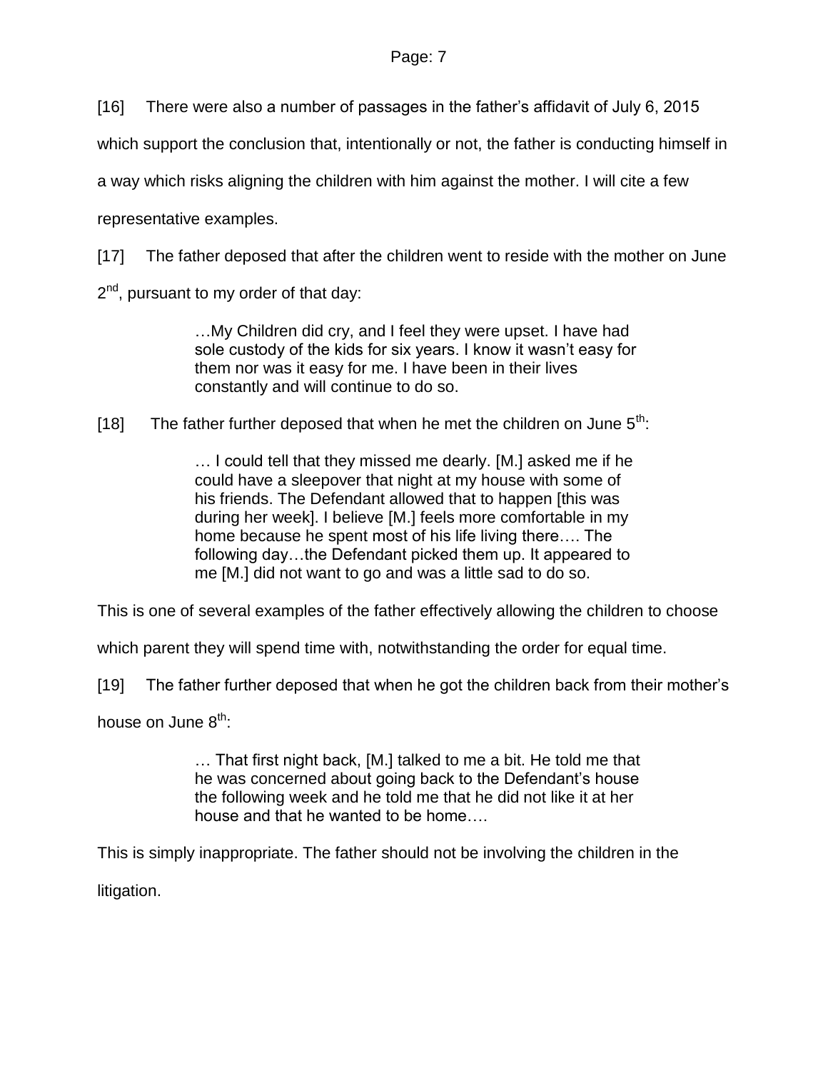[16] There were also a number of passages in the father's affidavit of July 6, 2015 which support the conclusion that, intentionally or not, the father is conducting himself in a way which risks aligning the children with him against the mother. I will cite a few representative examples.

[17] The father deposed that after the children went to reside with the mother on June 2nd, pursuant to my order of that day:

> …My Children did cry, and I feel they were upset. I have had sole custody of the kids for six years. I know it wasn't easy for them nor was it easy for me. I have been in their lives constantly and will continue to do so.

[18] The father further deposed that when he met the children on June 5th:

> … I could tell that they missed me dearly. [M.] asked me if he could have a sleepover that night at my house with some of his friends. The Defendant allowed that to happen [this was during her week]. I believe [M.] feels more comfortable in my home because he spent most of his life living there…. The following day…the Defendant picked them up. It appeared to me [M.] did not want to go and was a little sad to do so.

This is one of several examples of the father effectively allowing the children to choose which parent they will spend time with, notwithstanding the order for equal time.

[19] The father further deposed that when he got the children back from their mother's house on June 8th:

> … That first night back, [M.] talked to me a bit. He told me that he was concerned about going back to the Defendant's house the following week and he told me that he did not like it at her house and that he wanted to be home….

This is simply inappropriate. The father should not be involving the children in the litigation.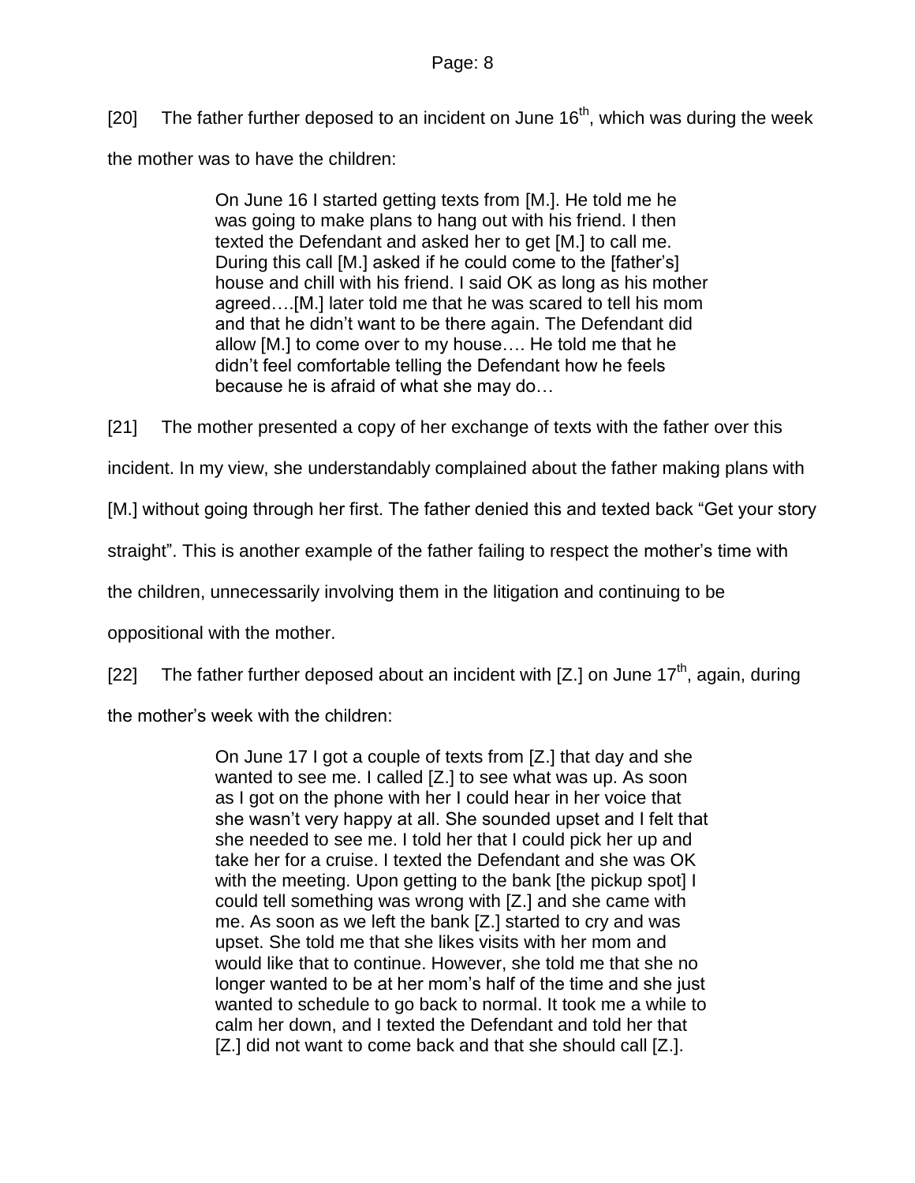[20] The father further deposed to an incident on June 16th, which was during the week the mother was to have the children:

> On June 16 I started getting texts from [M.]. He told me he was going to make plans to hang out with his friend. I then texted the Defendant and asked her to get [M.] to call me. During this call [M.] asked if he could come to the [father's] house and chill with his friend. I said OK as long as his mother agreed….[M.] later told me that he was scared to tell his mom and that he didn't want to be there again. The Defendant did allow [M.] to come over to my house…. He told me that he didn't feel comfortable telling the Defendant how he feels because he is afraid of what she may do…

[21] The mother presented a copy of her exchange of texts with the father over this incident. In my view, she understandably complained about the father making plans with [M.] without going through her first. The father denied this and texted back "Get your story straight". This is another example of the father failing to respect the mother's time with the children, unnecessarily involving them in the litigation and continuing to be oppositional with the mother.

[22] The father further deposed about an incident with [Z.] on June 17th, again, during the mother's week with the children:

> On June 17 I got a couple of texts from [Z.] that day and she wanted to see me. I called [Z.] to see what was up. As soon as I got on the phone with her I could hear in her voice that she wasn't very happy at all. She sounded upset and I felt that she needed to see me. I told her that I could pick her up and take her for a cruise. I texted the Defendant and she was OK with the meeting. Upon getting to the bank [the pickup spot] I could tell something was wrong with [Z.] and she came with me. As soon as we left the bank [Z.] started to cry and was upset. She told me that she likes visits with her mom and would like that to continue. However, she told me that she no longer wanted to be at her mom's half of the time and she just wanted to schedule to go back to normal. It took me a while to calm her down, and I texted the Defendant and told her that [Z.] did not want to come back and that she should call [Z.].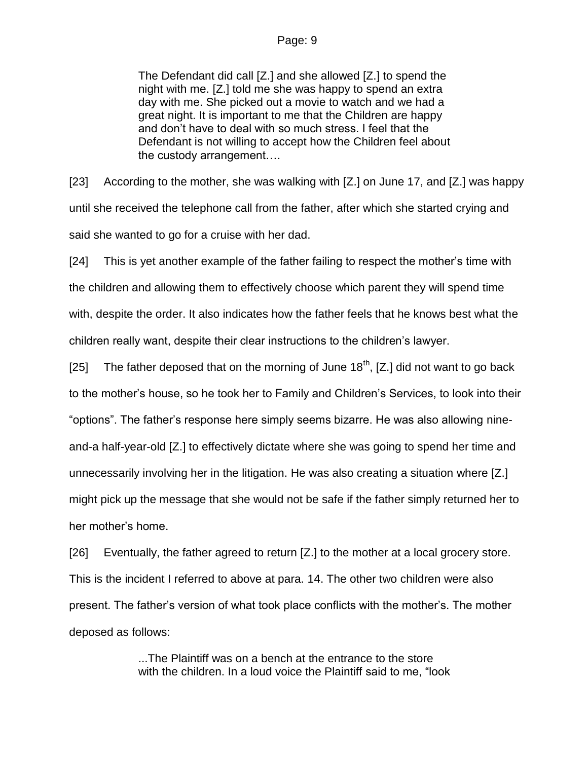> The Defendant did call [Z.] and she allowed [Z.] to spend the night with me. [Z.] told me she was happy to spend an extra day with me. She picked out a movie to watch and we had a great night. It is important to me that the Children are happy and don't have to deal with so much stress. I feel that the Defendant is not willing to accept how the Children feel about the custody arrangement….

[23] According to the mother, she was walking with [Z.] on June 17, and [Z.] was happy until she received the telephone call from the father, after which she started crying and said she wanted to go for a cruise with her dad.

[24] This is yet another example of the father failing to respect the mother's time with the children and allowing them to effectively choose which parent they will spend time with, despite the order. It also indicates how the father feels that he knows best what the children really want, despite their clear instructions to the children's lawyer.

[25] The father deposed that on the morning of June 18th, [Z.] did not want to go back to the mother's house, so he took her to Family and Children's Services, to look into their "options". The father's response here simply seems bizarre. He was also allowing nine-and-a half-year-old [Z.] to effectively dictate where she was going to spend her time and unnecessarily involving her in the litigation. He was also creating a situation where [Z.] might pick up the message that she would not be safe if the father simply returned her to her mother's home.

[26] Eventually, the father agreed to return [Z.] to the mother at a local grocery store. This is the incident I referred to above at para. 14. The other two children were also present. The father's version of what took place conflicts with the mother's. The mother deposed as follows:

> ...The Plaintiff was on a bench at the entrance to the store with the children. In a loud voice the Plaintiff said to me, "look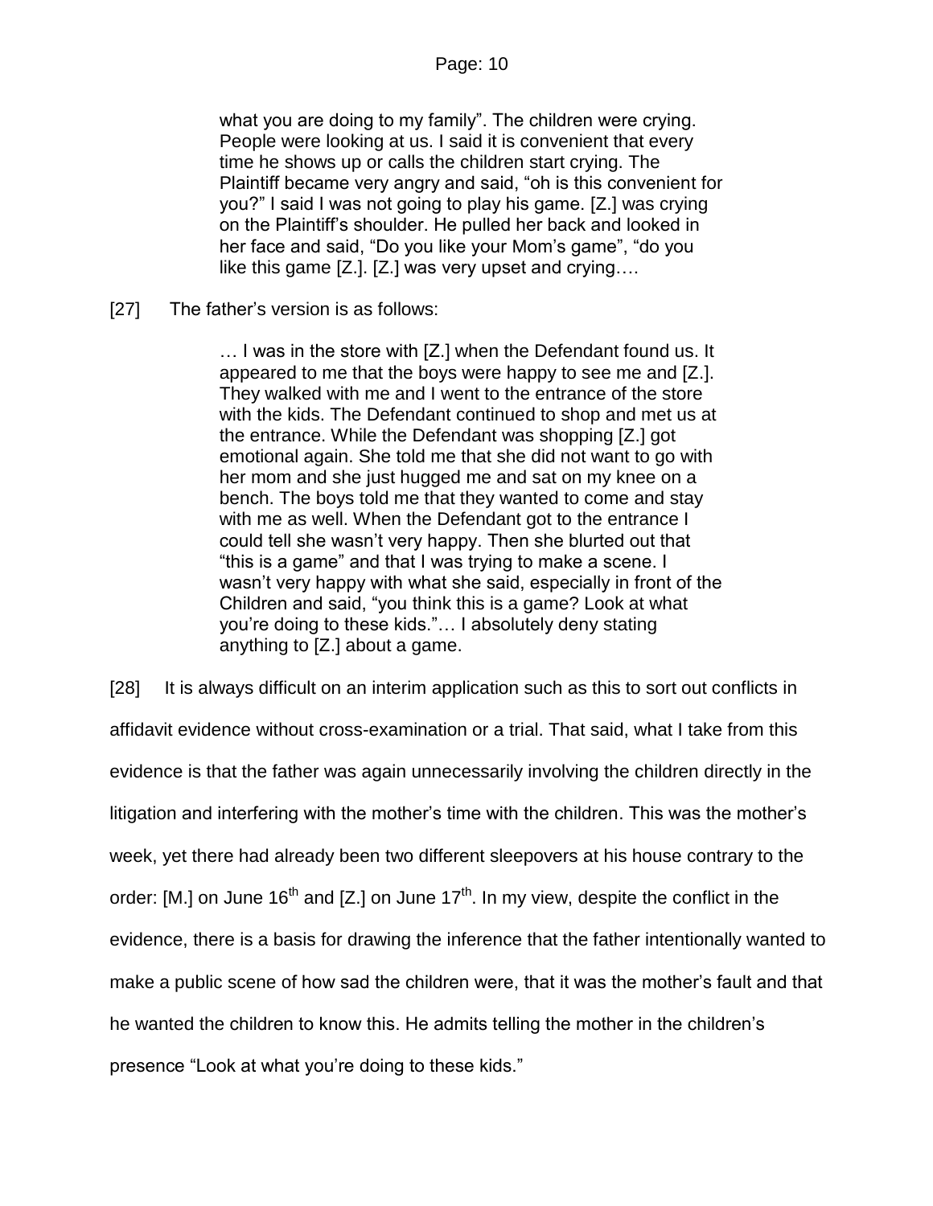> what you are doing to my family". The children were crying. People were looking at us. I said it is convenient that every time he shows up or calls the children start crying. The Plaintiff became very angry and said, "oh is this convenient for you?" I said I was not going to play his game. [Z.] was crying on the Plaintiff's shoulder. He pulled her back and looked in her face and said, "Do you like your Mom's game", "do you like this game [Z.]. [Z.] was very upset and crying….

[27] The father's version is as follows:

> … I was in the store with [Z.] when the Defendant found us. It appeared to me that the boys were happy to see me and [Z.]. They walked with me and I went to the entrance of the store with the kids. The Defendant continued to shop and met us at the entrance. While the Defendant was shopping [Z.] got emotional again. She told me that she did not want to go with her mom and she just hugged me and sat on my knee on a bench. The boys told me that they wanted to come and stay with me as well. When the Defendant got to the entrance I could tell she wasn't very happy. Then she blurted out that "this is a game" and that I was trying to make a scene. I wasn't very happy with what she said, especially in front of the Children and said, "you think this is a game? Look at what you're doing to these kids."… I absolutely deny stating anything to [Z.] about a game.

[28] It is always difficult on an interim application such as this to sort out conflicts in affidavit evidence without cross-examination or a trial. That said, what I take from this evidence is that the father was again unnecessarily involving the children directly in the litigation and interfering with the mother's time with the children. This was the mother's week, yet there had already been two different sleepovers at his house contrary to the order: [M.] on June 16th and [Z.] on June 17th. In my view, despite the conflict in the evidence, there is a basis for drawing the inference that the father intentionally wanted to make a public scene of how sad the children were, that it was the mother's fault and that he wanted the children to know this. He admits telling the mother in the children's presence "Look at what you're doing to these kids."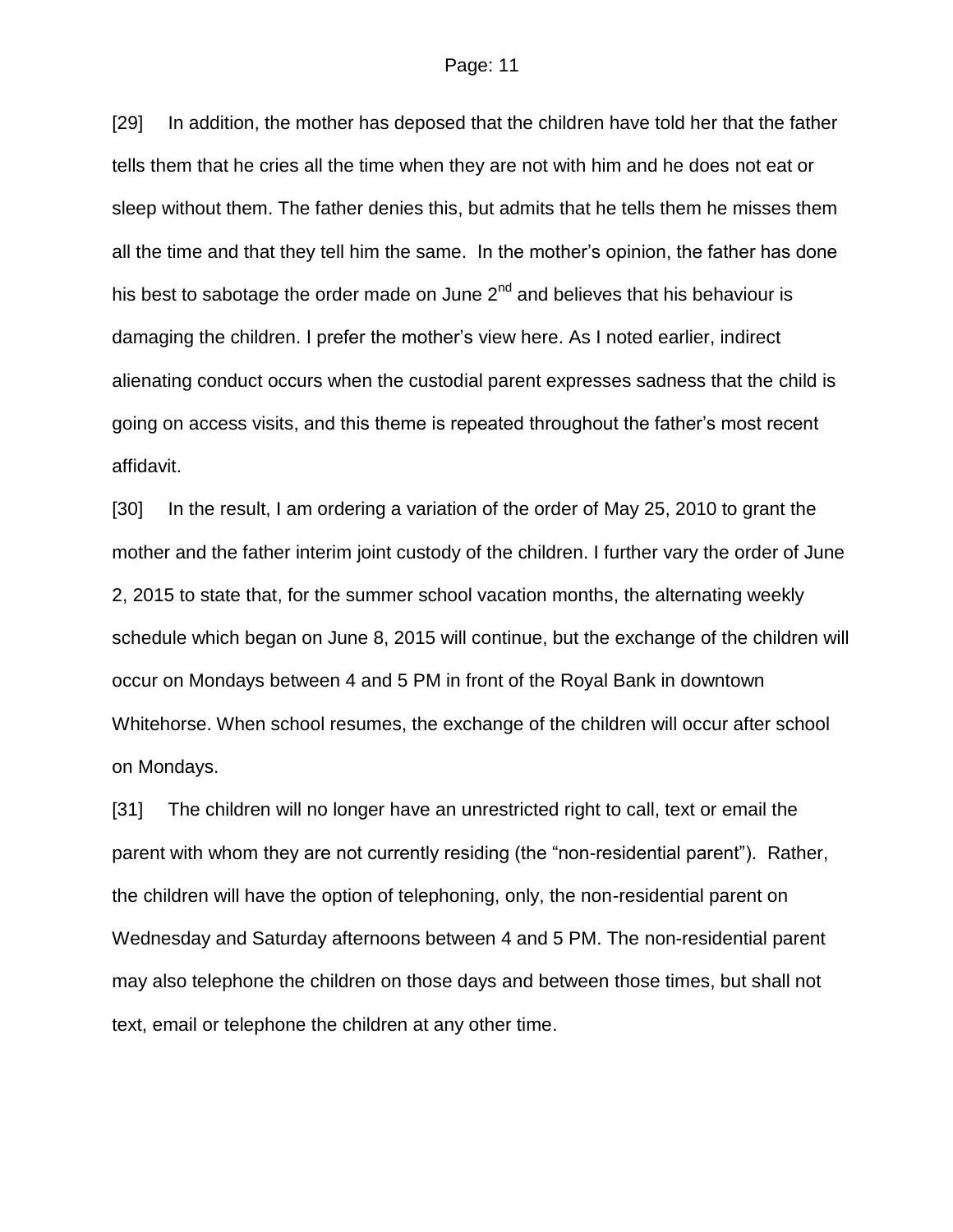[29] In addition, the mother has deposed that the children have told her that the father tells them that he cries all the time when they are not with him and he does not eat or sleep without them. The father denies this, but admits that he tells them he misses them all the time and that they tell him the same. In the mother's opinion, the father has done his best to sabotage the order made on June 2nd and believes that his behaviour is damaging the children. I prefer the mother's view here. As I noted earlier, indirect alienating conduct occurs when the custodial parent expresses sadness that the child is going on access visits, and this theme is repeated throughout the father's most recent affidavit.

[30] In the result, I am ordering a variation of the order of May 25, 2010 to grant the mother and the father interim joint custody of the children. I further vary the order of June 2, 2015 to state that, for the summer school vacation months, the alternating weekly schedule which began on June 8, 2015 will continue, but the exchange of the children will occur on Mondays between 4 and 5 PM in front of the Royal Bank in downtown Whitehorse. When school resumes, the exchange of the children will occur after school on Mondays.

[31] The children will no longer have an unrestricted right to call, text or email the parent with whom they are not currently residing (the "non-residential parent"). Rather, the children will have the option of telephoning, only, the non-residential parent on Wednesday and Saturday afternoons between 4 and 5 PM. The non-residential parent may also telephone the children on those days and between those times, but shall not text, email or telephone the children at any other time.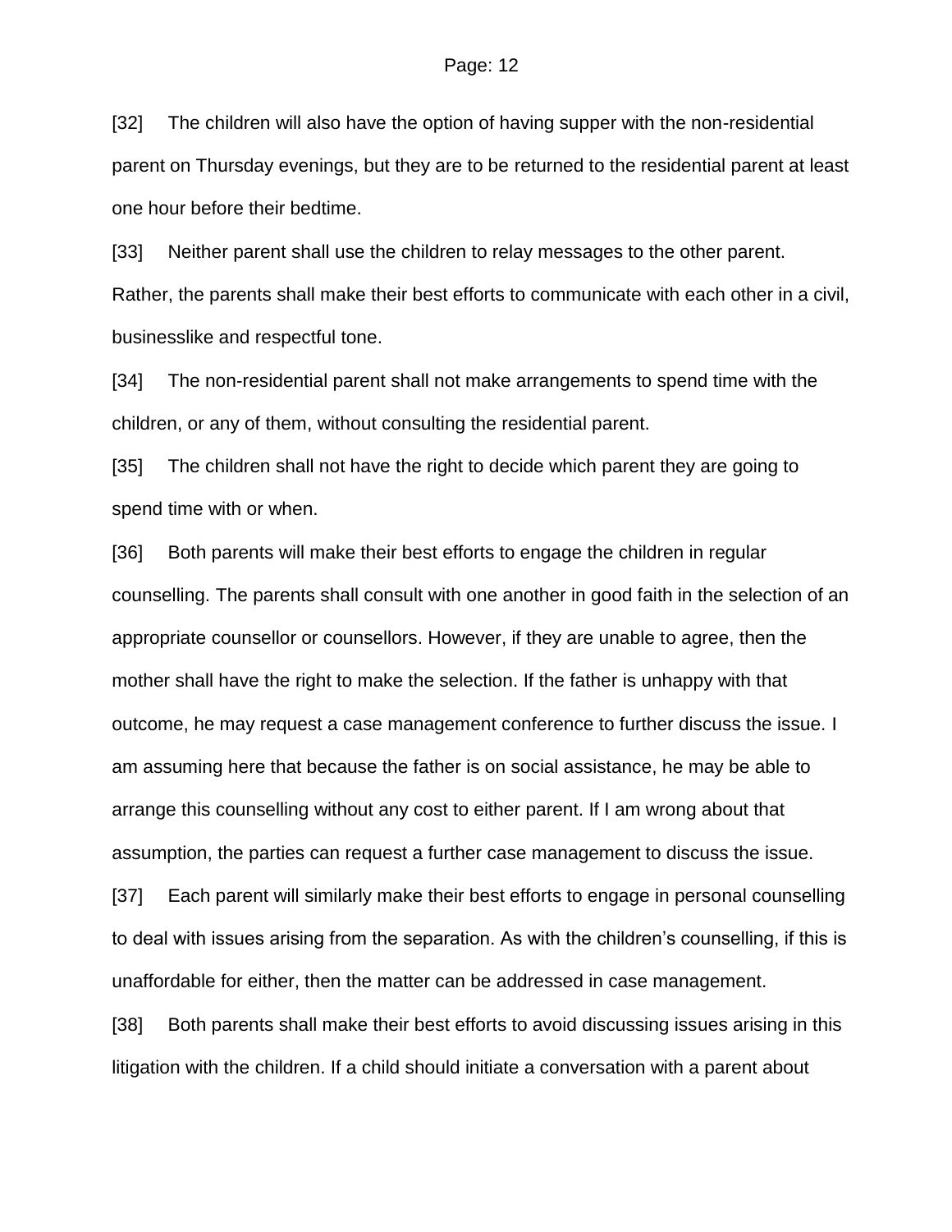[32] The children will also have the option of having supper with the non-residential parent on Thursday evenings, but they are to be returned to the residential parent at least one hour before their bedtime.

[33] Neither parent shall use the children to relay messages to the other parent. Rather, the parents shall make their best efforts to communicate with each other in a civil, businesslike and respectful tone.

[34] The non-residential parent shall not make arrangements to spend time with the children, or any of them, without consulting the residential parent.

[35] The children shall not have the right to decide which parent they are going to spend time with or when.

[36] Both parents will make their best efforts to engage the children in regular counselling. The parents shall consult with one another in good faith in the selection of an appropriate counsellor or counsellors. However, if they are unable to agree, then the mother shall have the right to make the selection. If the father is unhappy with that outcome, he may request a case management conference to further discuss the issue. I am assuming here that because the father is on social assistance, he may be able to arrange this counselling without any cost to either parent. If I am wrong about that assumption, the parties can request a further case management to discuss the issue.

[37] Each parent will similarly make their best efforts to engage in personal counselling to deal with issues arising from the separation. As with the children's counselling, if this is unaffordable for either, then the matter can be addressed in case management.

[38] Both parents shall make their best efforts to avoid discussing issues arising in this litigation with the children. If a child should initiate a conversation with a parent about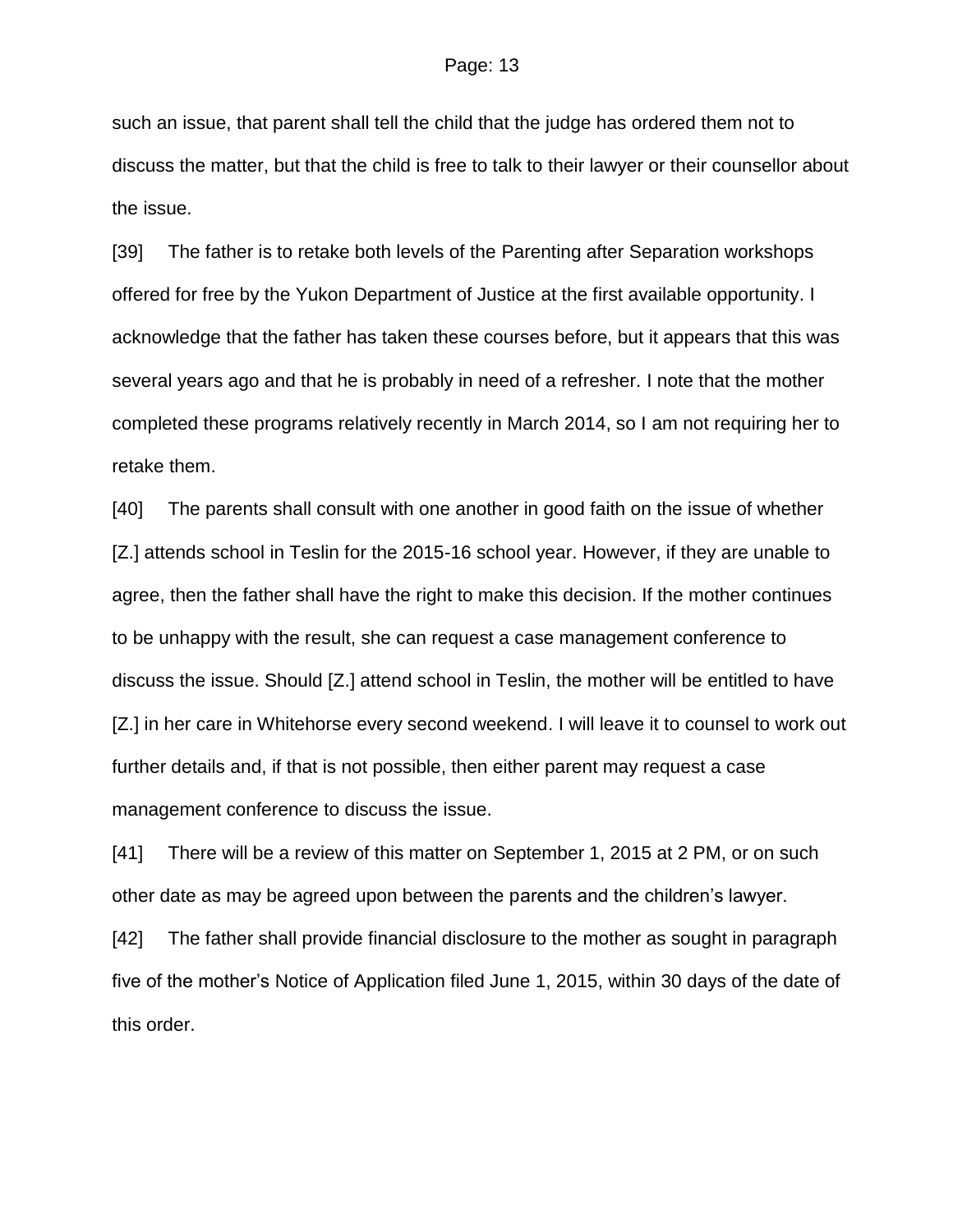such an issue, that parent shall tell the child that the judge has ordered them not to discuss the matter, but that the child is free to talk to their lawyer or their counsellor about the issue.

[39] The father is to retake both levels of the Parenting after Separation workshops offered for free by the Yukon Department of Justice at the first available opportunity. I acknowledge that the father has taken these courses before, but it appears that this was several years ago and that he is probably in need of a refresher. I note that the mother completed these programs relatively recently in March 2014, so I am not requiring her to retake them.

[40] The parents shall consult with one another in good faith on the issue of whether [Z.] attends school in Teslin for the 2015-16 school year. However, if they are unable to agree, then the father shall have the right to make this decision. If the mother continues to be unhappy with the result, she can request a case management conference to discuss the issue. Should [Z.] attend school in Teslin, the mother will be entitled to have [Z.] in her care in Whitehorse every second weekend. I will leave it to counsel to work out further details and, if that is not possible, then either parent may request a case management conference to discuss the issue.

[41] There will be a review of this matter on September 1, 2015 at 2 PM, or on such other date as may be agreed upon between the parents and the children's lawyer.

[42] The father shall provide financial disclosure to the mother as sought in paragraph five of the mother's Notice of Application filed June 1, 2015, within 30 days of the date of this order.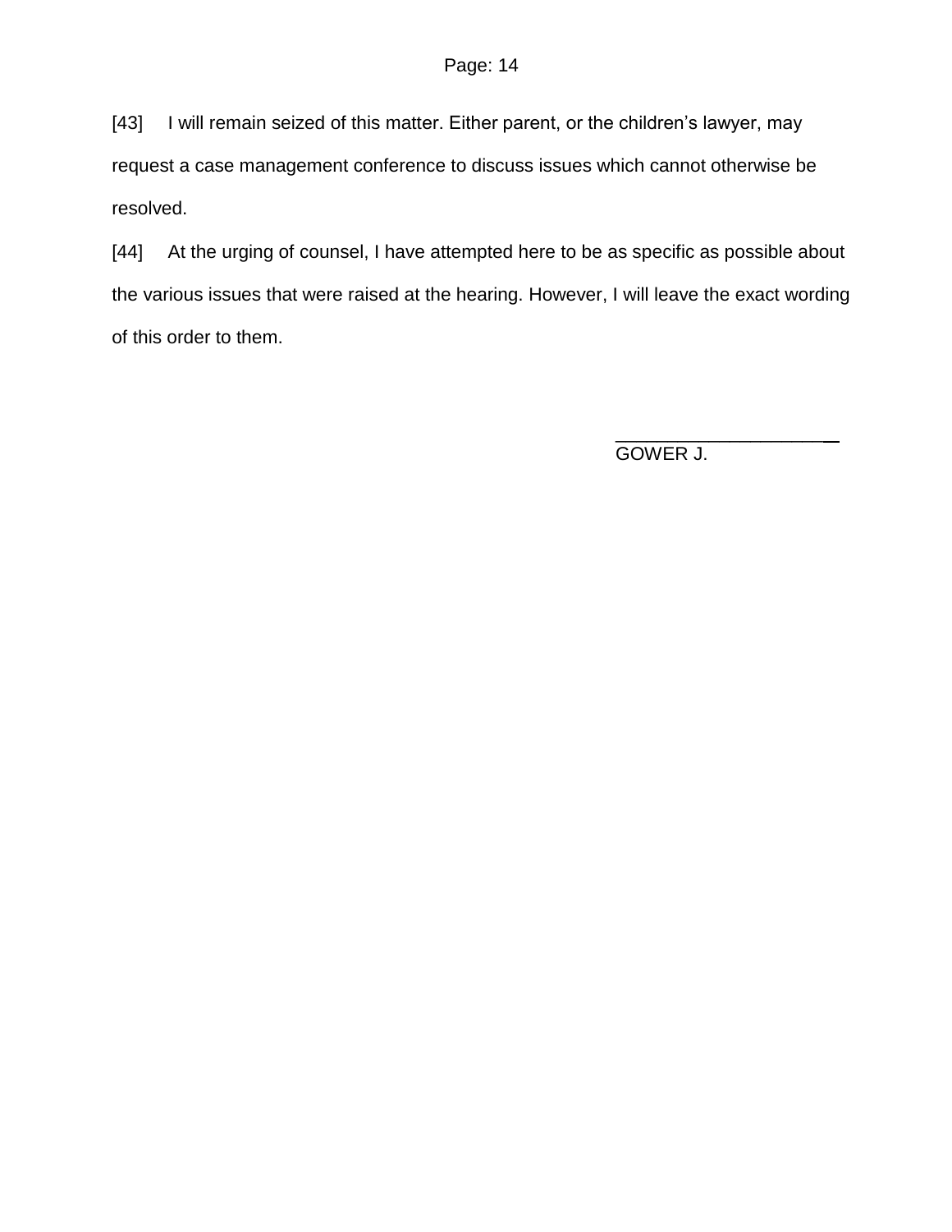[43] I will remain seized of this matter. Either parent, or the children's lawyer, may request a case management conference to discuss issues which cannot otherwise be resolved.

[44] At the urging of counsel, I have attempted here to be as specific as possible about the various issues that were raised at the hearing. However, I will leave the exact wording of this order to them.

_____________________

GOWER J.